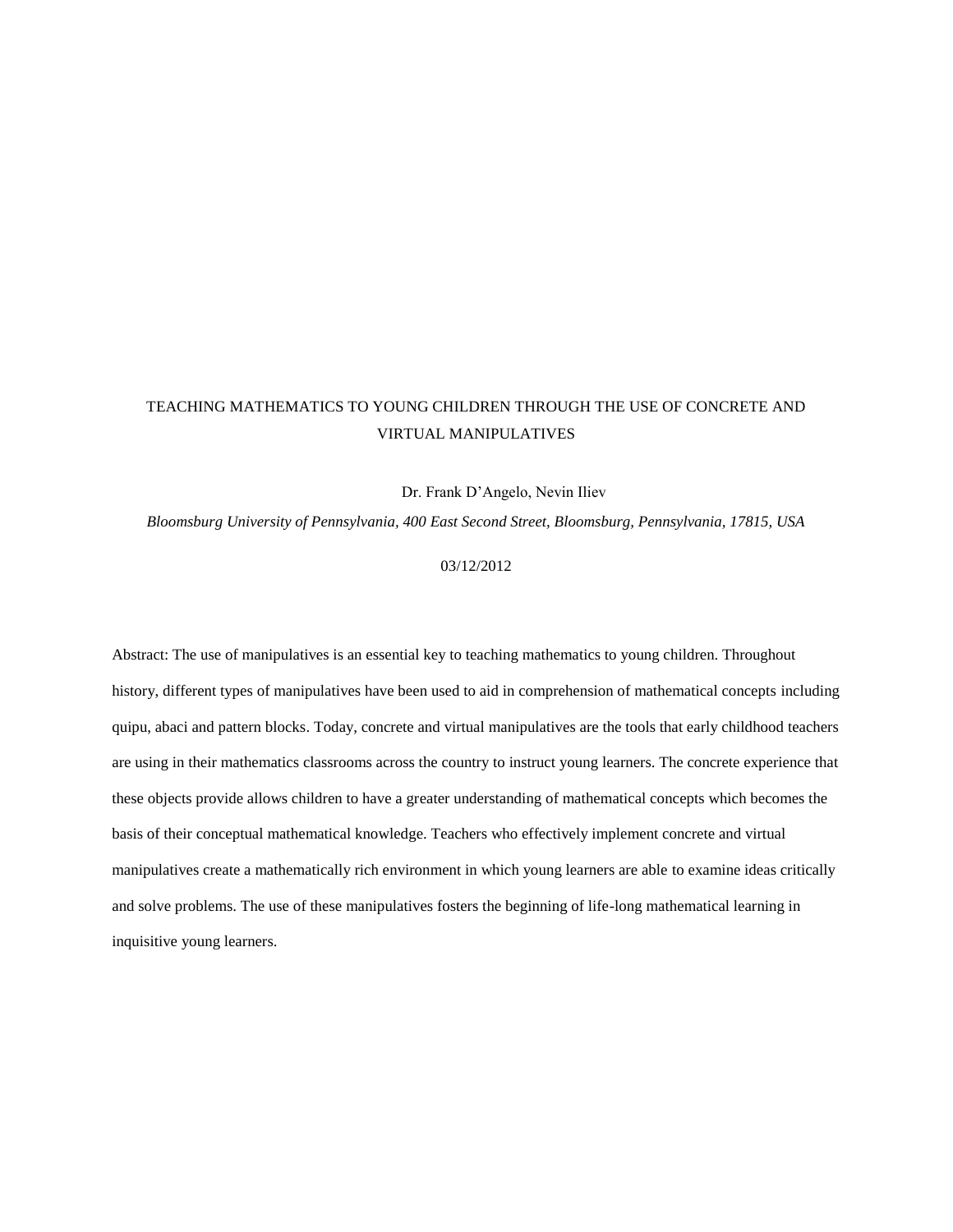# TEACHING MATHEMATICS TO YOUNG CHILDREN THROUGH THE USE OF CONCRETE AND VIRTUAL MANIPULATIVES

Dr. Frank D'Angelo, Nevin Iliev

*Bloomsburg University of Pennsylvania, 400 East Second Street, Bloomsburg, Pennsylvania, 17815, USA*

03/12/2012

Abstract: The use of manipulatives is an essential key to teaching mathematics to young children. Throughout history, different types of manipulatives have been used to aid in comprehension of mathematical concepts including quipu, abaci and pattern blocks. Today, concrete and virtual manipulatives are the tools that early childhood teachers are using in their mathematics classrooms across the country to instruct young learners. The concrete experience that these objects provide allows children to have a greater understanding of mathematical concepts which becomes the basis of their conceptual mathematical knowledge. Teachers who effectively implement concrete and virtual manipulatives create a mathematically rich environment in which young learners are able to examine ideas critically and solve problems. The use of these manipulatives fosters the beginning of life-long mathematical learning in inquisitive young learners.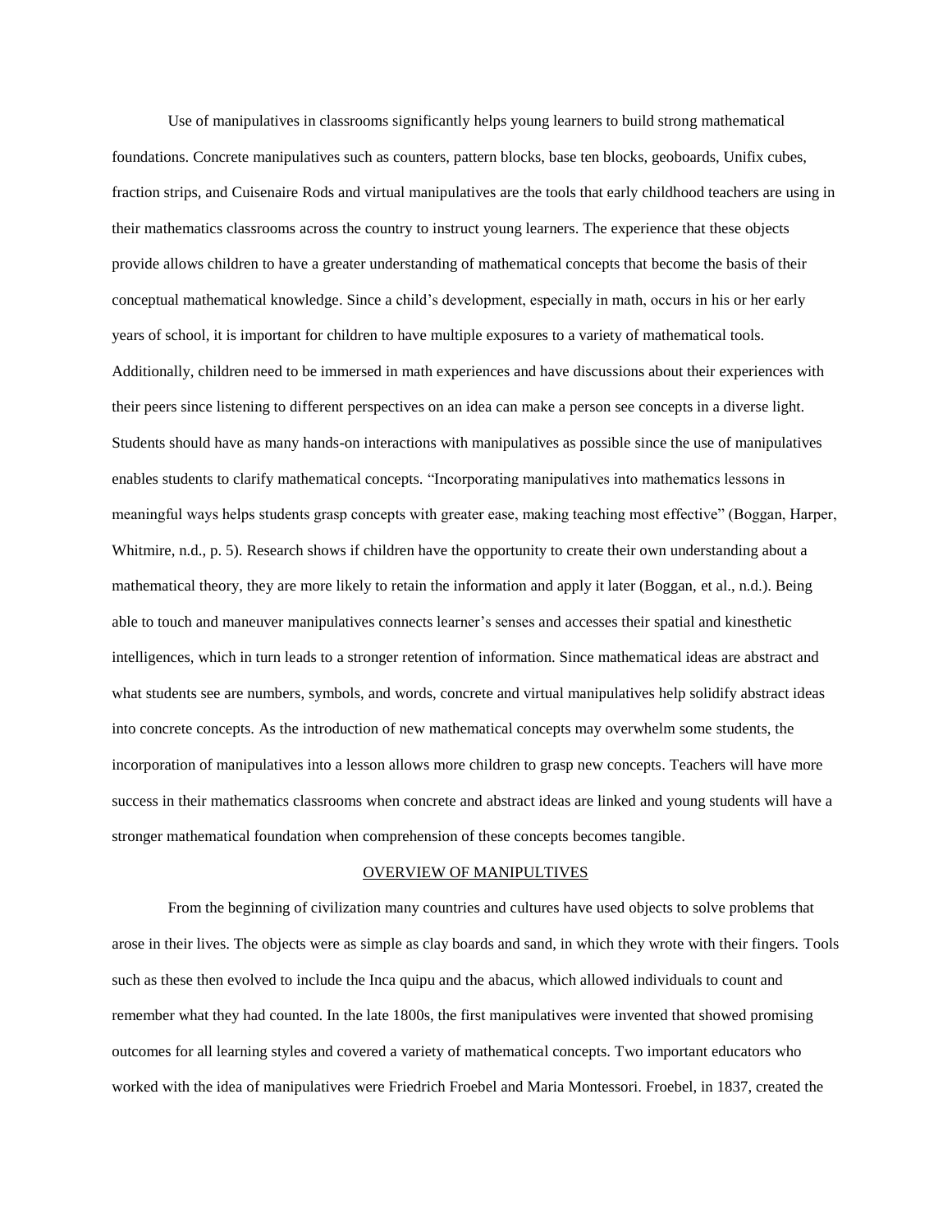Use of manipulatives in classrooms significantly helps young learners to build strong mathematical foundations. Concrete manipulatives such as counters, pattern blocks, base ten blocks, geoboards, Unifix cubes, fraction strips, and Cuisenaire Rods and virtual manipulatives are the tools that early childhood teachers are using in their mathematics classrooms across the country to instruct young learners. The experience that these objects provide allows children to have a greater understanding of mathematical concepts that become the basis of their conceptual mathematical knowledge. Since a child's development, especially in math, occurs in his or her early years of school, it is important for children to have multiple exposures to a variety of mathematical tools. Additionally, children need to be immersed in math experiences and have discussions about their experiences with their peers since listening to different perspectives on an idea can make a person see concepts in a diverse light. Students should have as many hands-on interactions with manipulatives as possible since the use of manipulatives enables students to clarify mathematical concepts. "Incorporating manipulatives into mathematics lessons in meaningful ways helps students grasp concepts with greater ease, making teaching most effective" (Boggan, Harper, Whitmire, n.d., p. 5). Research shows if children have the opportunity to create their own understanding about a mathematical theory, they are more likely to retain the information and apply it later (Boggan, et al., n.d.). Being able to touch and maneuver manipulatives connects learner's senses and accesses their spatial and kinesthetic intelligences, which in turn leads to a stronger retention of information. Since mathematical ideas are abstract and what students see are numbers, symbols, and words, concrete and virtual manipulatives help solidify abstract ideas into concrete concepts. As the introduction of new mathematical concepts may overwhelm some students, the incorporation of manipulatives into a lesson allows more children to grasp new concepts. Teachers will have more success in their mathematics classrooms when concrete and abstract ideas are linked and young students will have a stronger mathematical foundation when comprehension of these concepts becomes tangible.

## OVERVIEW OF MANIPULTIVES

From the beginning of civilization many countries and cultures have used objects to solve problems that arose in their lives. The objects were as simple as clay boards and sand, in which they wrote with their fingers. Tools such as these then evolved to include the Inca quipu and the abacus, which allowed individuals to count and remember what they had counted. In the late 1800s, the first manipulatives were invented that showed promising outcomes for all learning styles and covered a variety of mathematical concepts. Two important educators who worked with the idea of manipulatives were Friedrich Froebel and Maria Montessori. Froebel, in 1837, created the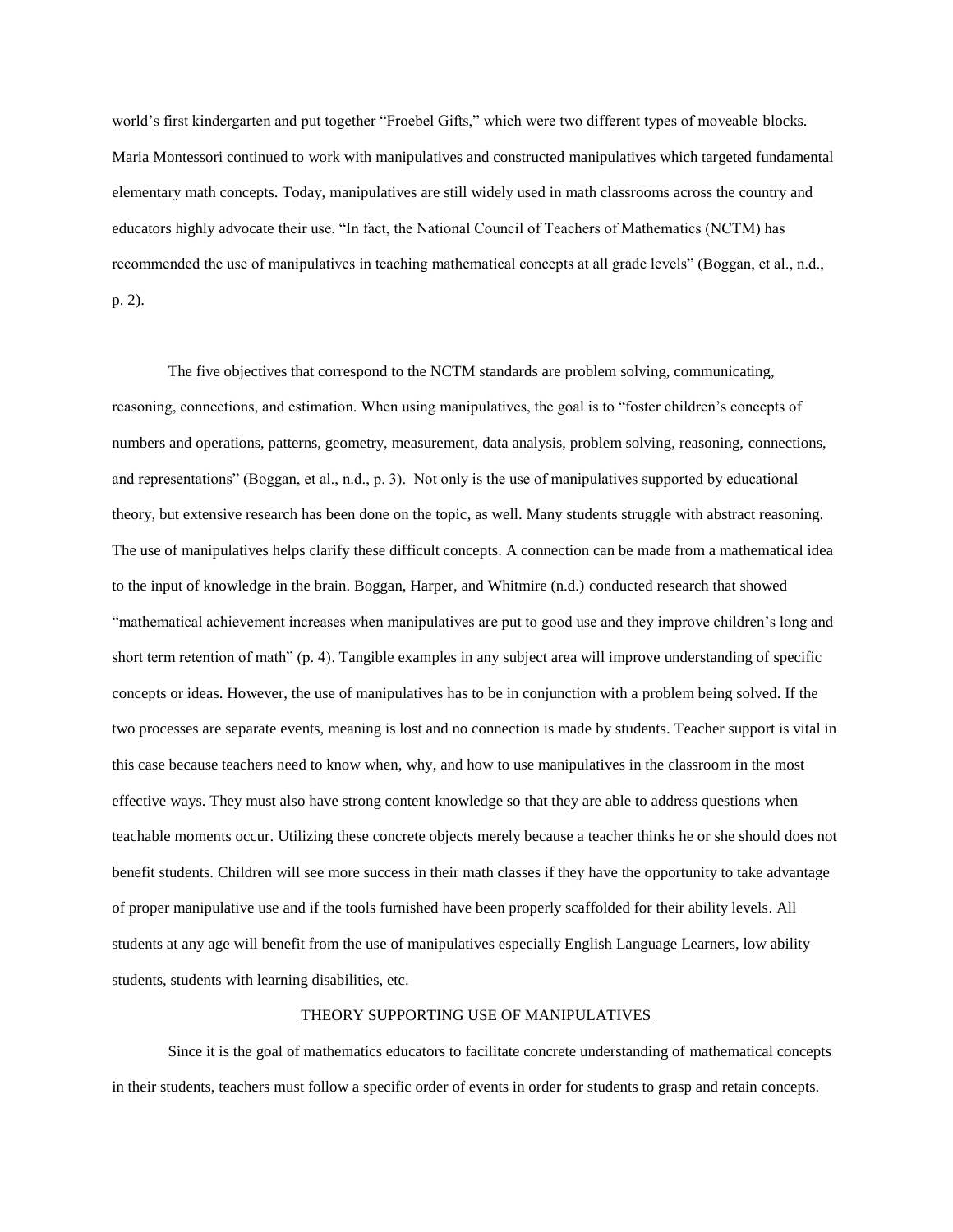world's first kindergarten and put together "Froebel Gifts," which were two different types of moveable blocks. Maria Montessori continued to work with manipulatives and constructed manipulatives which targeted fundamental elementary math concepts. Today, manipulatives are still widely used in math classrooms across the country and educators highly advocate their use. "In fact, the National Council of Teachers of Mathematics (NCTM) has recommended the use of manipulatives in teaching mathematical concepts at all grade levels" (Boggan, et al., n.d., p. 2).

The five objectives that correspond to the NCTM standards are problem solving, communicating, reasoning, connections, and estimation. When using manipulatives, the goal is to "foster children's concepts of numbers and operations, patterns, geometry, measurement, data analysis, problem solving, reasoning, connections, and representations" (Boggan, et al., n.d., p. 3). Not only is the use of manipulatives supported by educational theory, but extensive research has been done on the topic, as well. Many students struggle with abstract reasoning. The use of manipulatives helps clarify these difficult concepts. A connection can be made from a mathematical idea to the input of knowledge in the brain. Boggan, Harper, and Whitmire (n.d.) conducted research that showed "mathematical achievement increases when manipulatives are put to good use and they improve children's long and short term retention of math" (p. 4). Tangible examples in any subject area will improve understanding of specific concepts or ideas. However, the use of manipulatives has to be in conjunction with a problem being solved. If the two processes are separate events, meaning is lost and no connection is made by students. Teacher support is vital in this case because teachers need to know when, why, and how to use manipulatives in the classroom in the most effective ways. They must also have strong content knowledge so that they are able to address questions when teachable moments occur. Utilizing these concrete objects merely because a teacher thinks he or she should does not benefit students. Children will see more success in their math classes if they have the opportunity to take advantage of proper manipulative use and if the tools furnished have been properly scaffolded for their ability levels. All students at any age will benefit from the use of manipulatives especially English Language Learners, low ability students, students with learning disabilities, etc.

## THEORY SUPPORTING USE OF MANIPULATIVES

Since it is the goal of mathematics educators to facilitate concrete understanding of mathematical concepts in their students, teachers must follow a specific order of events in order for students to grasp and retain concepts.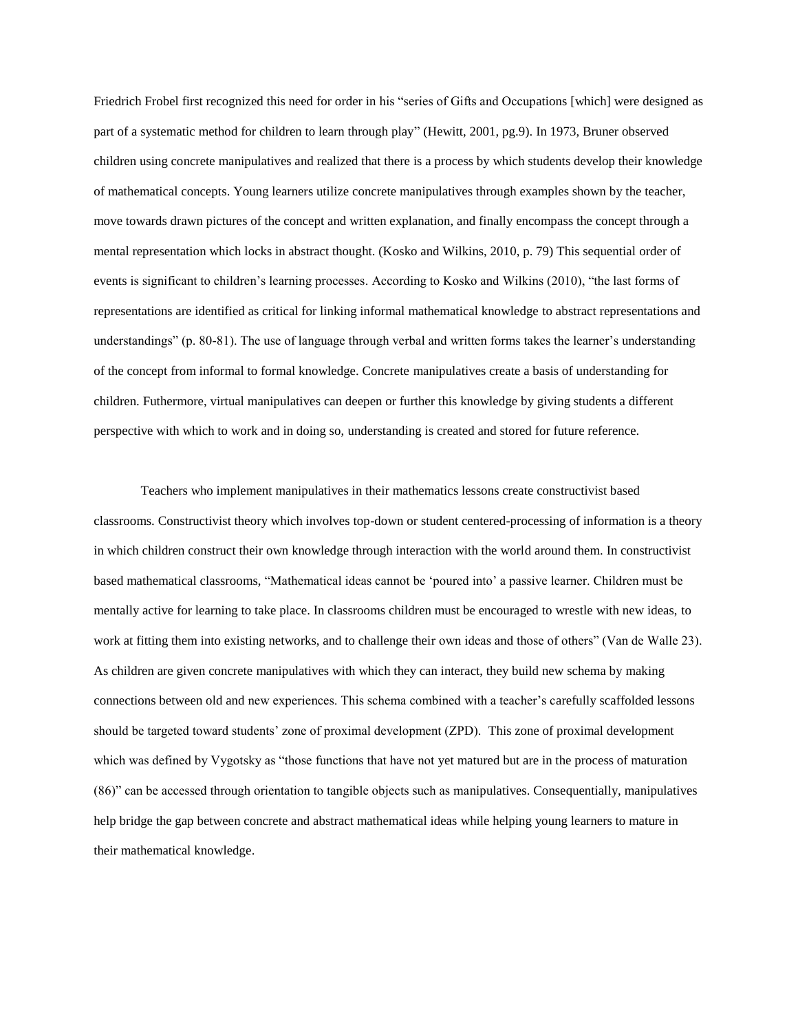Friedrich Frobel first recognized this need for order in his "series of Gifts and Occupations [which] were designed as part of a systematic method for children to learn through play" (Hewitt, 2001, pg.9). In 1973, Bruner observed children using concrete manipulatives and realized that there is a process by which students develop their knowledge of mathematical concepts. Young learners utilize concrete manipulatives through examples shown by the teacher, move towards drawn pictures of the concept and written explanation, and finally encompass the concept through a mental representation which locks in abstract thought. (Kosko and Wilkins, 2010, p. 79) This sequential order of events is significant to children's learning processes. According to Kosko and Wilkins (2010), "the last forms of representations are identified as critical for linking informal mathematical knowledge to abstract representations and understandings" (p. 80-81). The use of language through verbal and written forms takes the learner's understanding of the concept from informal to formal knowledge. Concrete manipulatives create a basis of understanding for children. Futhermore, virtual manipulatives can deepen or further this knowledge by giving students a different perspective with which to work and in doing so, understanding is created and stored for future reference.

Teachers who implement manipulatives in their mathematics lessons create constructivist based classrooms. Constructivist theory which involves top-down or student centered-processing of information is a theory in which children construct their own knowledge through interaction with the world around them. In constructivist based mathematical classrooms, "Mathematical ideas cannot be 'poured into' a passive learner. Children must be mentally active for learning to take place. In classrooms children must be encouraged to wrestle with new ideas, to work at fitting them into existing networks, and to challenge their own ideas and those of others" (Van de Walle 23). As children are given concrete manipulatives with which they can interact, they build new schema by making connections between old and new experiences. This schema combined with a teacher's carefully scaffolded lessons should be targeted toward students' zone of proximal development (ZPD). This zone of proximal development which was defined by Vygotsky as "those functions that have not yet matured but are in the process of maturation (86)" can be accessed through orientation to tangible objects such as manipulatives. Consequentially, manipulatives help bridge the gap between concrete and abstract mathematical ideas while helping young learners to mature in their mathematical knowledge.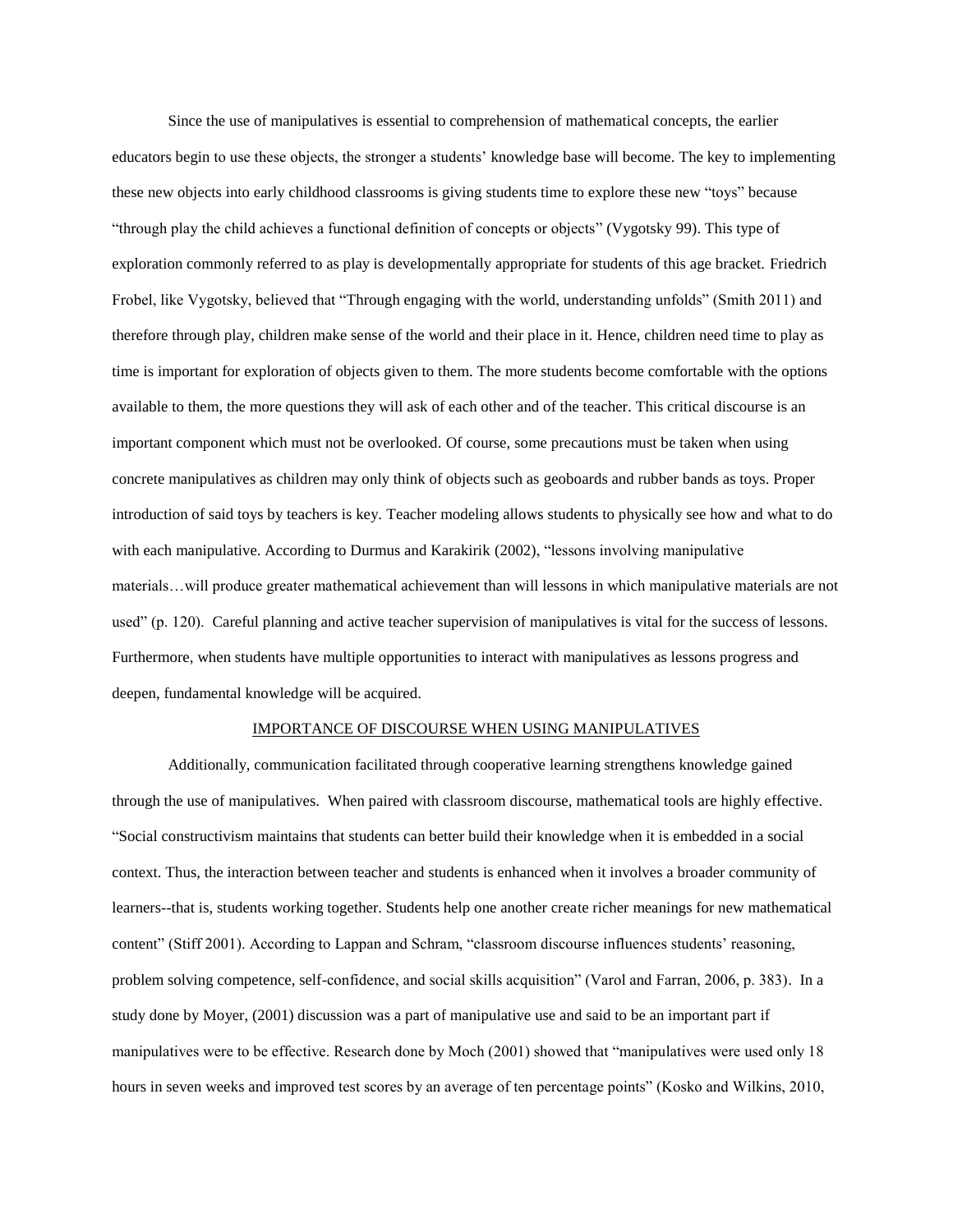Since the use of manipulatives is essential to comprehension of mathematical concepts, the earlier educators begin to use these objects, the stronger a students' knowledge base will become. The key to implementing these new objects into early childhood classrooms is giving students time to explore these new "toys" because "through play the child achieves a functional definition of concepts or objects" (Vygotsky 99). This type of exploration commonly referred to as play is developmentally appropriate for students of this age bracket. Friedrich Frobel, like Vygotsky, believed that "Through engaging with the world, understanding unfolds" (Smith 2011) and therefore through play, children make sense of the world and their place in it. Hence, children need time to play as time is important for exploration of objects given to them. The more students become comfortable with the options available to them, the more questions they will ask of each other and of the teacher. This critical discourse is an important component which must not be overlooked. Of course, some precautions must be taken when using concrete manipulatives as children may only think of objects such as geoboards and rubber bands as toys. Proper introduction of said toys by teachers is key. Teacher modeling allows students to physically see how and what to do with each manipulative. According to Durmus and Karakirik (2002), "lessons involving manipulative materials…will produce greater mathematical achievement than will lessons in which manipulative materials are not used" (p. 120). Careful planning and active teacher supervision of manipulatives is vital for the success of lessons. Furthermore, when students have multiple opportunities to interact with manipulatives as lessons progress and deepen, fundamental knowledge will be acquired.

## IMPORTANCE OF DISCOURSE WHEN USING MANIPULATIVES

Additionally, communication facilitated through cooperative learning strengthens knowledge gained through the use of manipulatives. When paired with classroom discourse, mathematical tools are highly effective. "Social constructivism maintains that students can better build their knowledge when it is embedded in a social context. Thus, the interaction between teacher and students is enhanced when it involves a broader community of learners--that is, students working together. Students help one another create richer meanings for new mathematical content" (Stiff 2001). According to Lappan and Schram, "classroom discourse influences students' reasoning, problem solving competence, self-confidence, and social skills acquisition" (Varol and Farran, 2006, p. 383). In a study done by Moyer, (2001) discussion was a part of manipulative use and said to be an important part if manipulatives were to be effective. Research done by Moch (2001) showed that "manipulatives were used only 18 hours in seven weeks and improved test scores by an average of ten percentage points" (Kosko and Wilkins, 2010,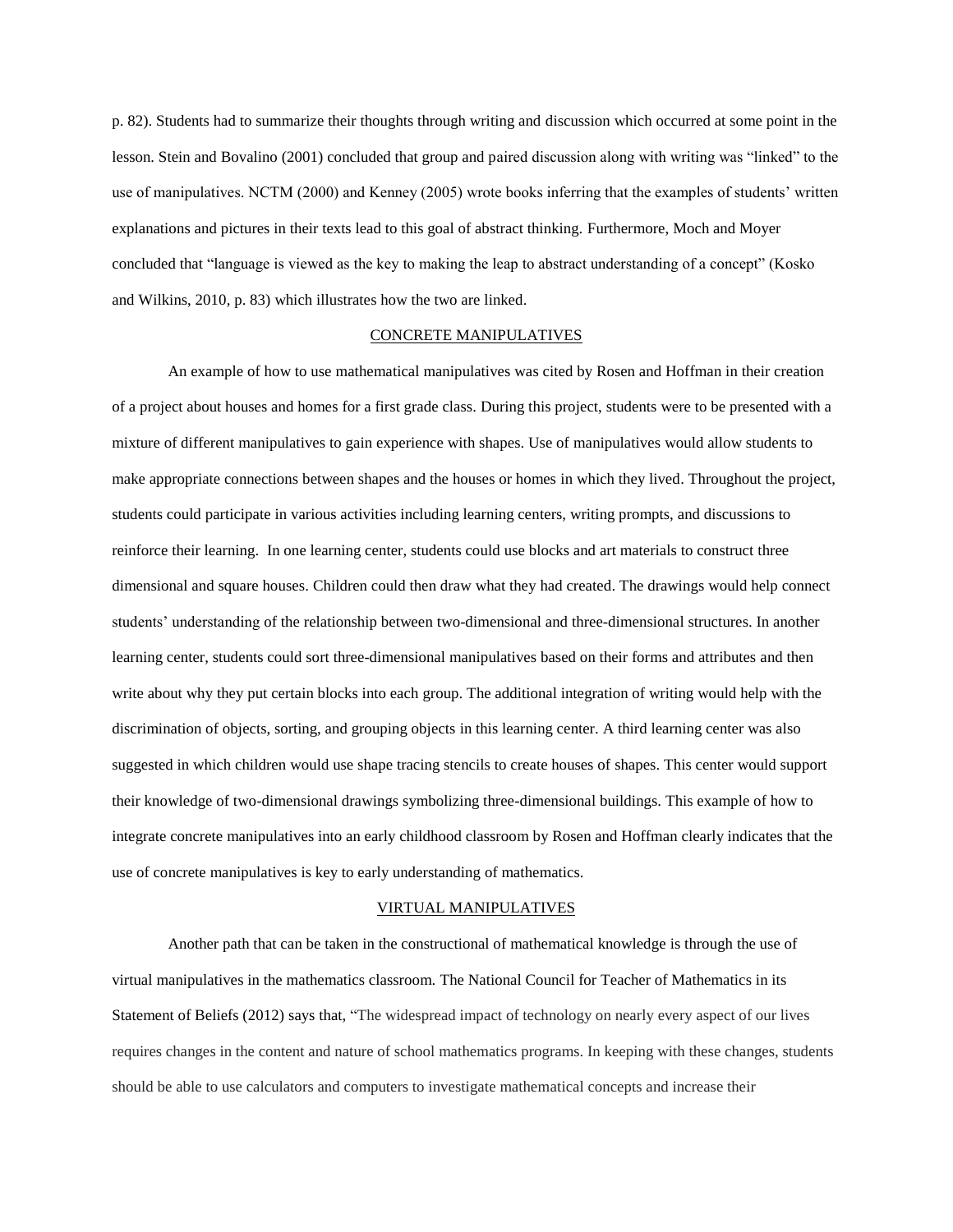p. 82). Students had to summarize their thoughts through writing and discussion which occurred at some point in the lesson. Stein and Bovalino (2001) concluded that group and paired discussion along with writing was "linked" to the use of manipulatives. NCTM (2000) and Kenney (2005) wrote books inferring that the examples of students' written explanations and pictures in their texts lead to this goal of abstract thinking. Furthermore, Moch and Moyer concluded that "language is viewed as the key to making the leap to abstract understanding of a concept" (Kosko and Wilkins, 2010, p. 83) which illustrates how the two are linked.

## CONCRETE MANIPULATIVES

An example of how to use mathematical manipulatives was cited by Rosen and Hoffman in their creation of a project about houses and homes for a first grade class. During this project, students were to be presented with a mixture of different manipulatives to gain experience with shapes. Use of manipulatives would allow students to make appropriate connections between shapes and the houses or homes in which they lived. Throughout the project, students could participate in various activities including learning centers, writing prompts, and discussions to reinforce their learning. In one learning center, students could use blocks and art materials to construct three dimensional and square houses. Children could then draw what they had created. The drawings would help connect students' understanding of the relationship between two-dimensional and three-dimensional structures. In another learning center, students could sort three-dimensional manipulatives based on their forms and attributes and then write about why they put certain blocks into each group. The additional integration of writing would help with the discrimination of objects, sorting, and grouping objects in this learning center. A third learning center was also suggested in which children would use shape tracing stencils to create houses of shapes. This center would support their knowledge of two-dimensional drawings symbolizing three-dimensional buildings. This example of how to integrate concrete manipulatives into an early childhood classroom by Rosen and Hoffman clearly indicates that the use of concrete manipulatives is key to early understanding of mathematics.

## VIRTUAL MANIPULATIVES

Another path that can be taken in the constructional of mathematical knowledge is through the use of virtual manipulatives in the mathematics classroom. The National Council for Teacher of Mathematics in its Statement of Beliefs (2012) says that, "The widespread impact of technology on nearly every aspect of our lives requires changes in the content and nature of school mathematics programs. In keeping with these changes, students should be able to use calculators and computers to investigate mathematical concepts and increase their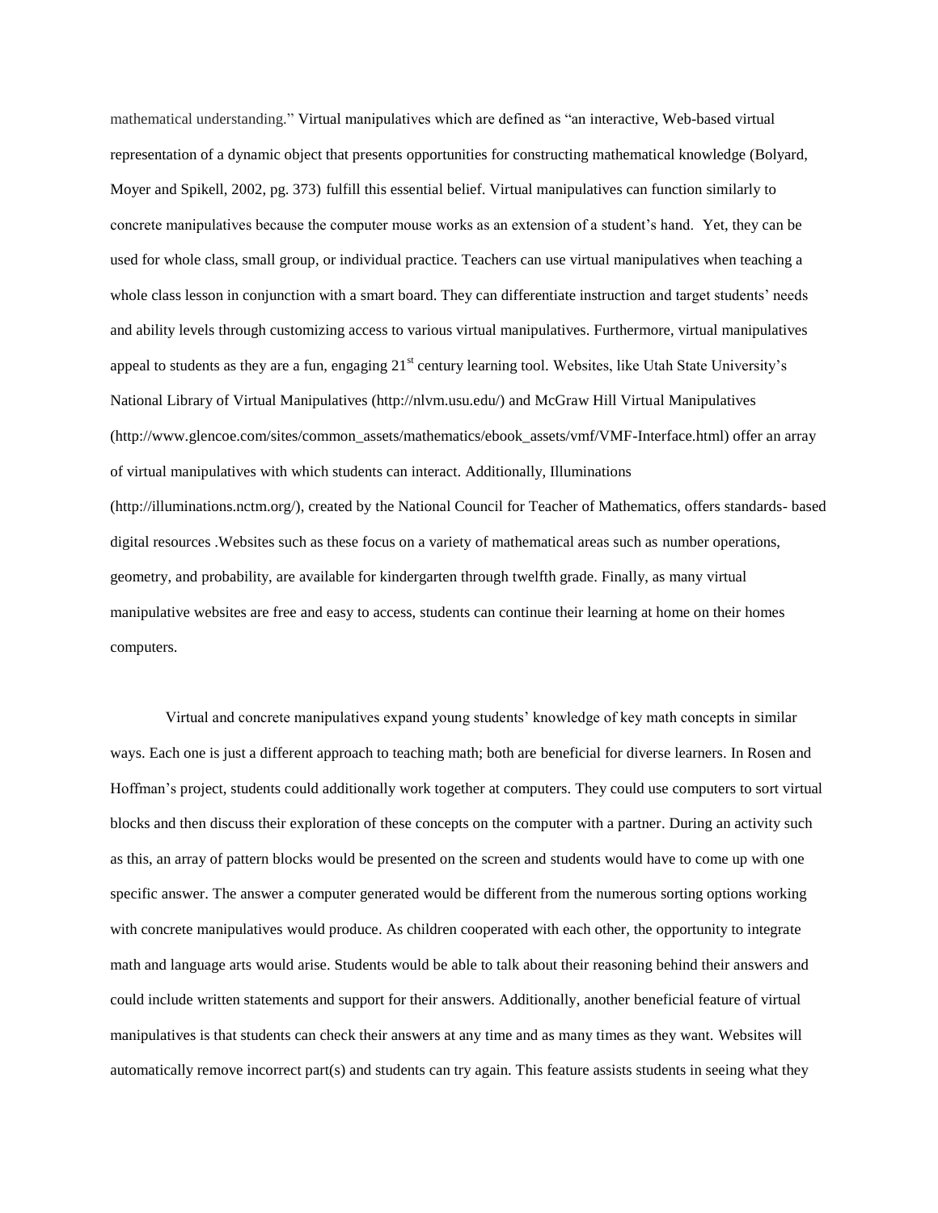mathematical understanding.” Virtual manipulatives which are defined as “an interactive, Web-based virtual representation of a dynamic object that presents opportunities for constructing mathematical knowledge (Bolyard, Moyer and Spikell, 2002, pg. 373) fulfill this essential belief. Virtual manipulatives can function similarly to concrete manipulatives because the computer mouse works as an extension of a student’s hand. Yet, they can be used for whole class, small group, or individual practice. Teachers can use virtual manipulatives when teaching a whole class lesson in conjunction with a smart board. They can differentiate instruction and target students’ needs and ability levels through customizing access to various virtual manipulatives. Furthermore, virtual manipulatives appeal to students as they are a fun, engaging 21st century learning tool. Websites, like Utah State University’s National Library of Virtual Manipulatives (http://nlvm.usu.edu/) and McGraw Hill Virtual Manipulatives (http://www.glencoe.com/sites/common_assets/mathematics/ebook_assets/vmf/VMF-Interface.html) offer an array of virtual manipulatives with which students can interact. Additionally, Illuminations (http://illuminations.nctm.org/), created by the National Council for Teacher of Mathematics, offers standards- based digital resources .Websites such as these focus on a variety of mathematical areas such as number operations, geometry, and probability, are available for kindergarten through twelfth grade. Finally, as many virtual manipulative websites are free and easy to access, students can continue their learning at home on their homes computers.

Virtual and concrete manipulatives expand young students’ knowledge of key math concepts in similar ways. Each one is just a different approach to teaching math; both are beneficial for diverse learners. In Rosen and Hoffman’s project, students could additionally work together at computers. They could use computers to sort virtual blocks and then discuss their exploration of these concepts on the computer with a partner. During an activity such as this, an array of pattern blocks would be presented on the screen and students would have to come up with one specific answer. The answer a computer generated would be different from the numerous sorting options working with concrete manipulatives would produce. As children cooperated with each other, the opportunity to integrate math and language arts would arise. Students would be able to talk about their reasoning behind their answers and could include written statements and support for their answers. Additionally, another beneficial feature of virtual manipulatives is that students can check their answers at any time and as many times as they want. Websites will automatically remove incorrect part(s) and students can try again. This feature assists students in seeing what they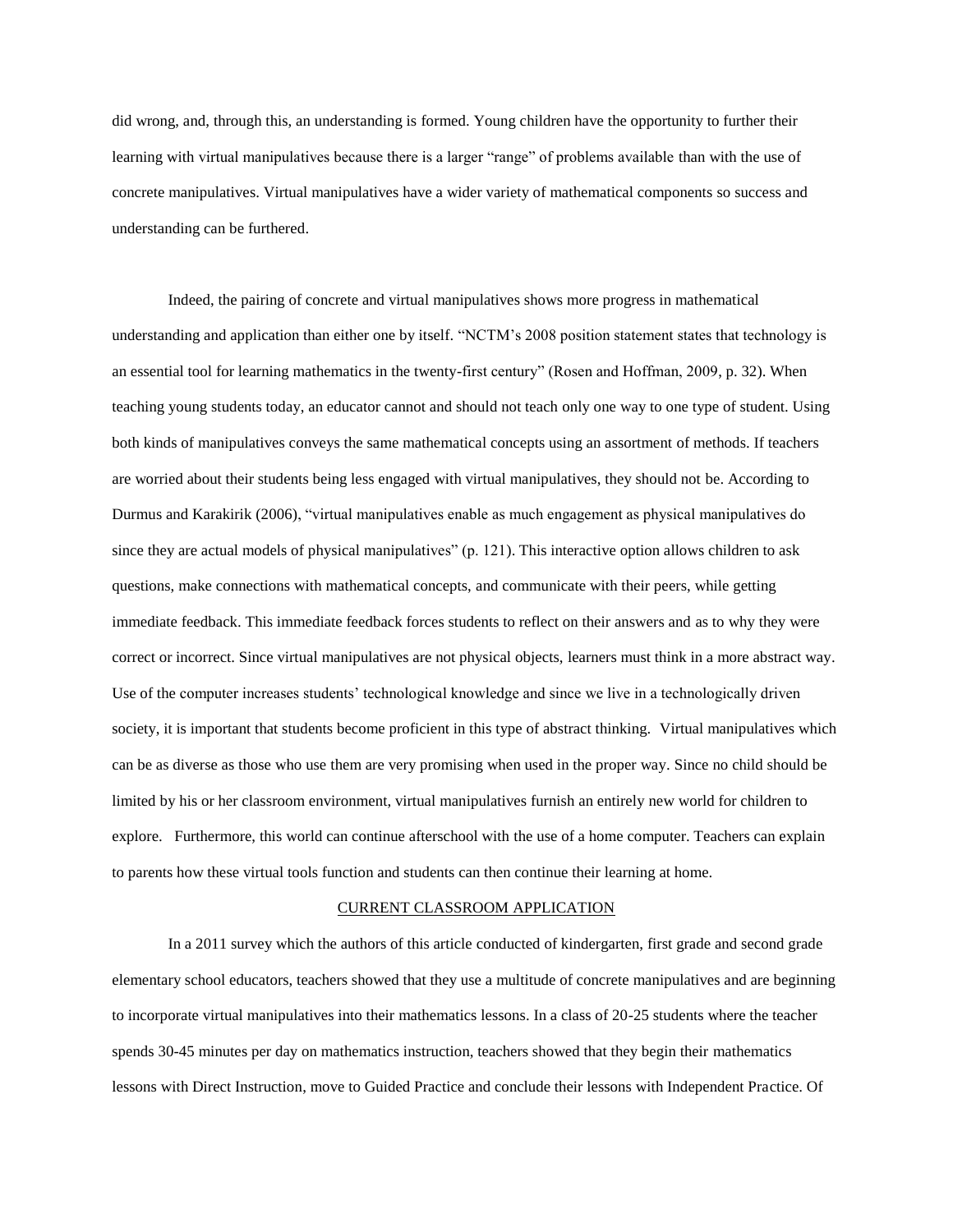did wrong, and, through this, an understanding is formed. Young children have the opportunity to further their learning with virtual manipulatives because there is a larger "range" of problems available than with the use of concrete manipulatives. Virtual manipulatives have a wider variety of mathematical components so success and understanding can be furthered.

Indeed, the pairing of concrete and virtual manipulatives shows more progress in mathematical understanding and application than either one by itself. "NCTM's 2008 position statement states that technology is an essential tool for learning mathematics in the twenty-first century" (Rosen and Hoffman, 2009, p. 32). When teaching young students today, an educator cannot and should not teach only one way to one type of student. Using both kinds of manipulatives conveys the same mathematical concepts using an assortment of methods. If teachers are worried about their students being less engaged with virtual manipulatives, they should not be. According to Durmus and Karakirik (2006), "virtual manipulatives enable as much engagement as physical manipulatives do since they are actual models of physical manipulatives" (p. 121). This interactive option allows children to ask questions, make connections with mathematical concepts, and communicate with their peers, while getting immediate feedback. This immediate feedback forces students to reflect on their answers and as to why they were correct or incorrect. Since virtual manipulatives are not physical objects, learners must think in a more abstract way. Use of the computer increases students' technological knowledge and since we live in a technologically driven society, it is important that students become proficient in this type of abstract thinking. Virtual manipulatives which can be as diverse as those who use them are very promising when used in the proper way. Since no child should be limited by his or her classroom environment, virtual manipulatives furnish an entirely new world for children to explore. Furthermore, this world can continue afterschool with the use of a home computer. Teachers can explain to parents how these virtual tools function and students can then continue their learning at home.

## CURRENT CLASSROOM APPLICATION

In a 2011 survey which the authors of this article conducted of kindergarten, first grade and second grade elementary school educators, teachers showed that they use a multitude of concrete manipulatives and are beginning to incorporate virtual manipulatives into their mathematics lessons. In a class of 20-25 students where the teacher spends 30-45 minutes per day on mathematics instruction, teachers showed that they begin their mathematics lessons with Direct Instruction, move to Guided Practice and conclude their lessons with Independent Practice. Of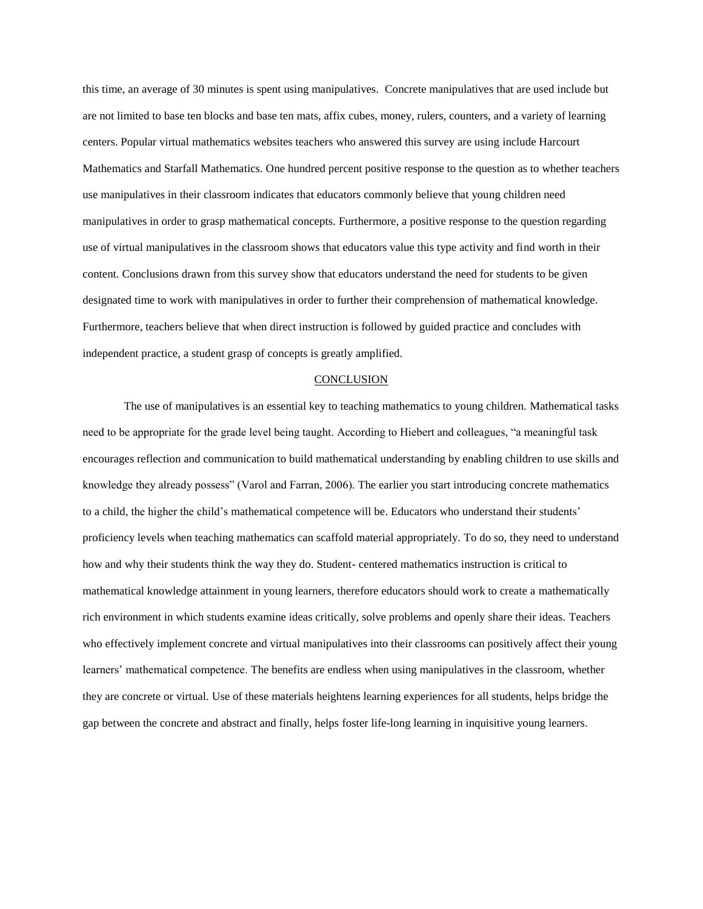this time, an average of 30 minutes is spent using manipulatives.  Concrete manipulatives that are used include but are not limited to base ten blocks and base ten mats, affix cubes, money, rulers, counters, and a variety of learning centers. Popular virtual mathematics websites teachers who answered this survey are using include Harcourt Mathematics and Starfall Mathematics. One hundred percent positive response to the question as to whether teachers use manipulatives in their classroom indicates that educators commonly believe that young children need manipulatives in order to grasp mathematical concepts. Furthermore, a positive response to the question regarding use of virtual manipulatives in the classroom shows that educators value this type activity and find worth in their content. Conclusions drawn from this survey show that educators understand the need for students to be given designated time to work with manipulatives in order to further their comprehension of mathematical knowledge. Furthermore, teachers believe that when direct instruction is followed by guided practice and concludes with independent practice, a student grasp of concepts is greatly amplified.

## CONCLUSION

The use of manipulatives is an essential key to teaching mathematics to young children. Mathematical tasks need to be appropriate for the grade level being taught. According to Hiebert and colleagues, "a meaningful task encourages reflection and communication to build mathematical understanding by enabling children to use skills and knowledge they already possess" (Varol and Farran, 2006). The earlier you start introducing concrete mathematics to a child, the higher the child's mathematical competence will be. Educators who understand their students' proficiency levels when teaching mathematics can scaffold material appropriately. To do so, they need to understand how and why their students think the way they do. Student- centered mathematics instruction is critical to mathematical knowledge attainment in young learners, therefore educators should work to create a mathematically rich environment in which students examine ideas critically, solve problems and openly share their ideas. Teachers who effectively implement concrete and virtual manipulatives into their classrooms can positively affect their young learners' mathematical competence. The benefits are endless when using manipulatives in the classroom, whether they are concrete or virtual. Use of these materials heightens learning experiences for all students, helps bridge the gap between the concrete and abstract and finally, helps foster life-long learning in inquisitive young learners.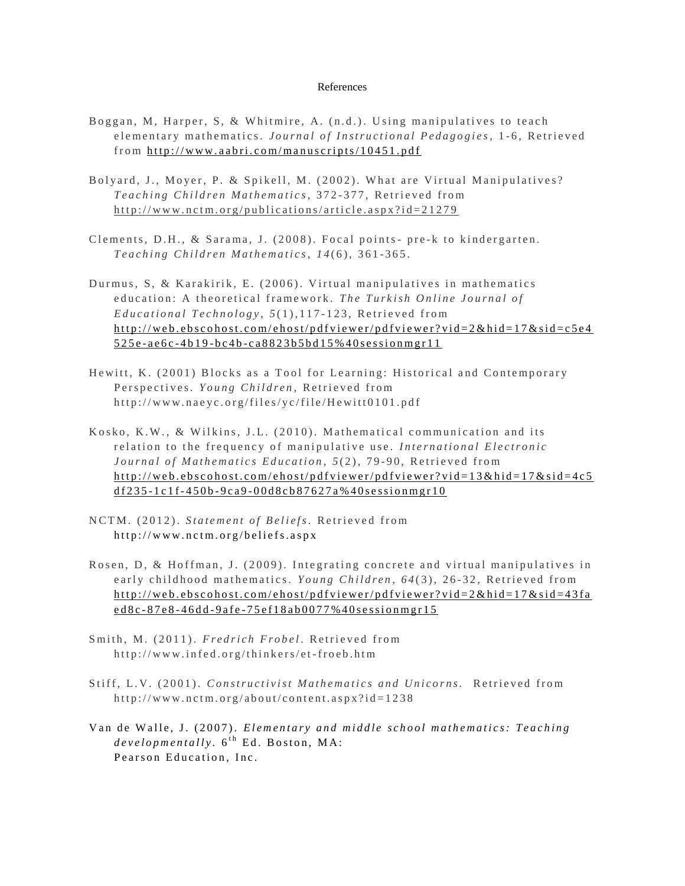# References

Boggan, M, Harper, S, & Whitmire, A. (n.d.). Using manipulatives to teach elementary mathematics. *Journal of Instructional Pedagogies*, 1-6, Retrieved from http://www.aabri.com/manuscripts/10451.pdf

Bolyard, J., Moyer, P. & Spikell, M. (2002). What are Virtual Manipulatives? *Teaching Children Mathematics*, 372-377, Retrieved from http://www.nctm.org/publications/article.aspx?id=21279

Clements, D.H., & Sarama, J. (2008). Focal points- pre-k to kindergarten. *Teaching Children Mathematics*, *14*(6), 361-365.

Durmus, S, & Karakirik, E. (2006). Virtual manipulatives in mathematics education: A theoretical framework. *The Turkish Online Journal of Educational Technology*, *5*(1),117-123, Retrieved from http://web.ebscohost.com/ehost/pdfviewer/pdfviewer?vid=2&hid=17&sid=c5e4525e-ae6c-4b19-bc4b-ca8823b5bd15%40sessionmgr11

Hewitt, K. (2001) Blocks as a Tool for Learning: Historical and Contemporary Perspectives. *Young Children*, Retrieved from http://www.naeyc.org/files/yc/file/Hewitt0101.pdf

Kosko, K.W., & Wilkins, J.L. (2010). Mathematical communication and its relation to the frequency of manipulative use. *International Electronic Journal of Mathematics Education*, *5*(2), 79-90, Retrieved from http://web.ebscohost.com/ehost/pdfviewer/pdfviewer?vid=13&hid=17&sid=4c5df235-1c1f-450b-9ca9-00d8cb87627a%40sessionmgr10

NCTM. (2012). *Statement of Beliefs*. Retrieved from http://www.nctm.org/beliefs.aspx

Rosen, D, & Hoffman, J. (2009). Integrating concrete and virtual manipulatives in early childhood mathematics. *Young Children*, *64*(3), 26-32, Retrieved from http://web.ebscohost.com/ehost/pdfviewer/pdfviewer?vid=2&hid=17&sid=43faed8c-87e8-46dd-9afe-75ef18ab0077%40sessionmgr15

Smith, M. (2011). *Fredrich Frobel*. Retrieved from http://www.infed.org/thinkers/et-froeb.htm

Stiff, L.V. (2001). *Constructivist Mathematics and Unicorns.* Retrieved from http://www.nctm.org/about/content.aspx?id=1238

Van de Walle, J. (2007). *Elementary and middle school mathematics: Teaching developmentally*. 6th Ed. Boston, MA: Pearson Education, Inc.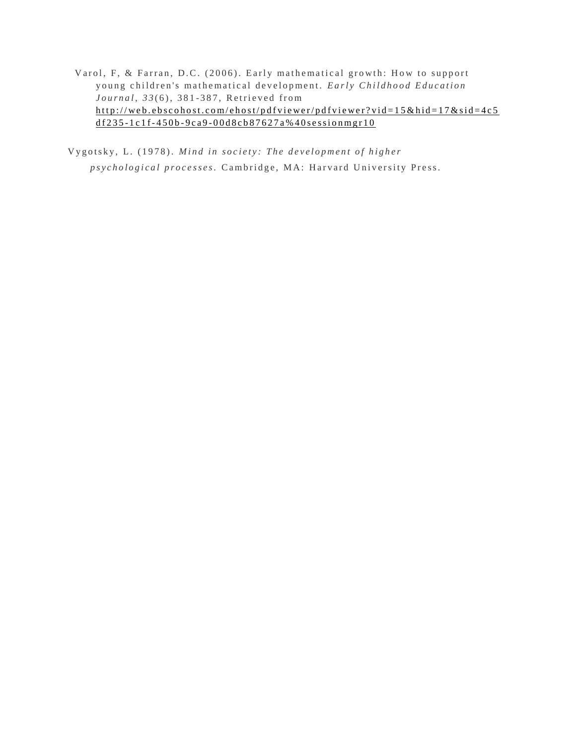Varol, F, & Farran, D.C. (2006). Early mathematical growth: How to support young children's mathematical development. *Early Childhood Education Journal*, *33*(6), 381-387, Retrieved from http://web.ebscohost.com/ehost/pdfviewer/pdfviewer?vid=15&hid=17&sid=4c5df235-1c1f-450b-9ca9-00d8cb87627a%40sessionmgr10

Vygotsky, L. (1978). *Mind in society: The development of higher psychological processes*. Cambridge, MA: Harvard University Press.